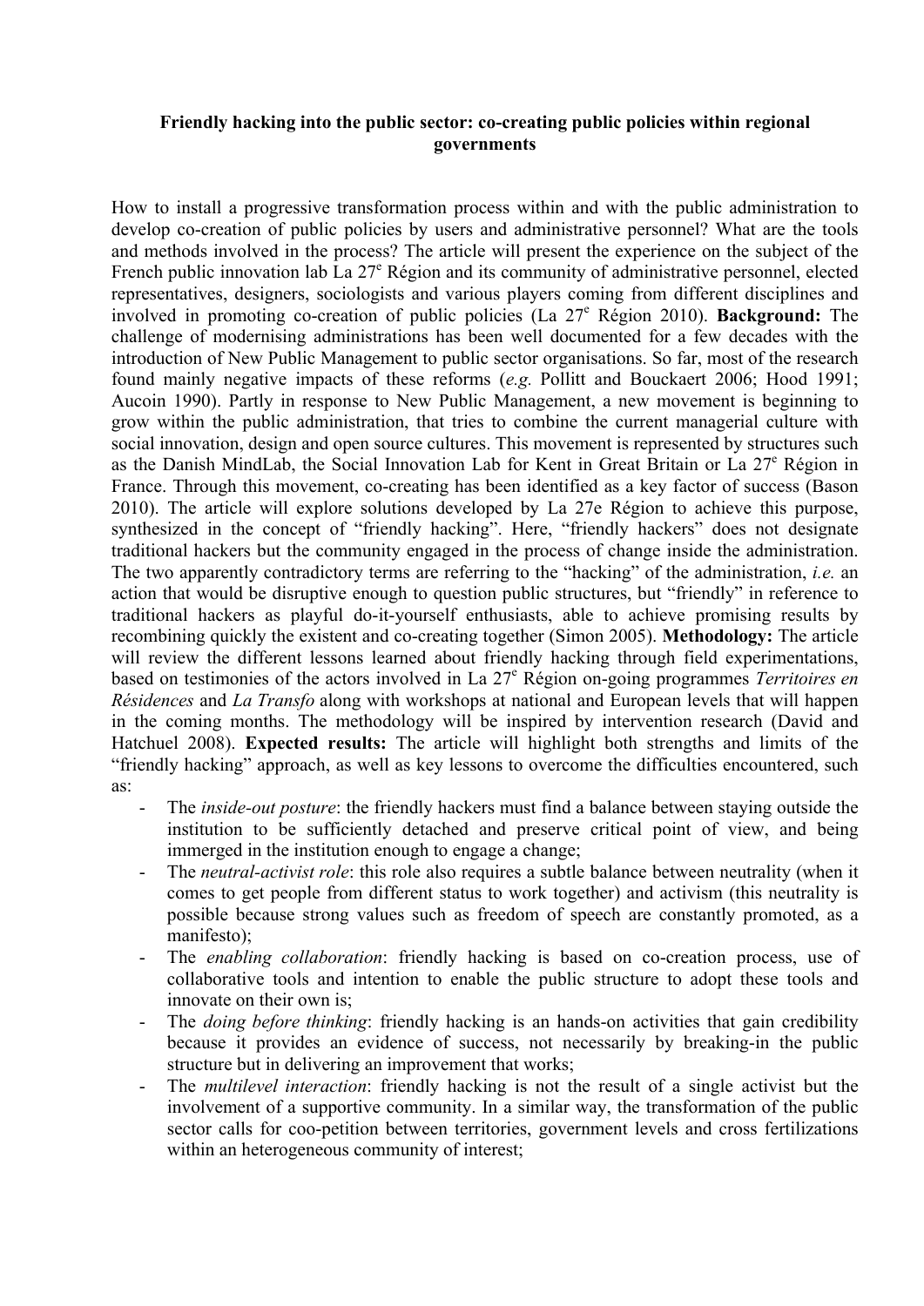**Friendly hacking into the public sector: co-creating public policies within regional governments**

How to install a progressive transformation process within and with the public administration to develop co-creation of public policies by users and administrative personnel? What are the tools and methods involved in the process? The article will present the experience on the subject of the French public innovation lab La 27$^{e}$ Région and its community of administrative personnel, elected representatives, designers, sociologists and various players coming from different disciplines and involved in promoting co-creation of public policies (La 27$^{e}$ Région 2010). **Background:** The challenge of modernising administrations has been well documented for a few decades with the introduction of New Public Management to public sector organisations. So far, most of the research found mainly negative impacts of these reforms (*e.g.* Pollitt and Bouckaert 2006; Hood 1991; Aucoin 1990). Partly in response to New Public Management, a new movement is beginning to grow within the public administration, that tries to combine the current managerial culture with social innovation, design and open source cultures. This movement is represented by structures such as the Danish MindLab, the Social Innovation Lab for Kent in Great Britain or La 27$^{e}$ Région in France. Through this movement, co-creating has been identified as a key factor of success (Bason 2010). The article will explore solutions developed by La 27e Région to achieve this purpose, synthesized in the concept of "friendly hacking". Here, "friendly hackers" does not designate traditional hackers but the community engaged in the process of change inside the administration. The two apparently contradictory terms are referring to the "hacking" of the administration, *i.e.* an action that would be disruptive enough to question public structures, but "friendly" in reference to traditional hackers as playful do-it-yourself enthusiasts, able to achieve promising results by recombining quickly the existent and co-creating together (Simon 2005). **Methodology:** The article will review the different lessons learned about friendly hacking through field experimentations, based on testimonies of the actors involved in La 27$^{e}$ Région on-going programmes *Territoires en Résidences* and *La Transfo* along with workshops at national and European levels that will happen in the coming months. The methodology will be inspired by intervention research (David and Hatchuel 2008). **Expected results:** The article will highlight both strengths and limits of the "friendly hacking" approach, as well as key lessons to overcome the difficulties encountered, such as:

- The *inside-out posture*: the friendly hackers must find a balance between staying outside the institution to be sufficiently detached and preserve critical point of view, and being immerged in the institution enough to engage a change;
- The *neutral-activist role*: this role also requires a subtle balance between neutrality (when it comes to get people from different status to work together) and activism (this neutrality is possible because strong values such as freedom of speech are constantly promoted, as a manifesto);
- The *enabling collaboration*: friendly hacking is based on co-creation process, use of collaborative tools and intention to enable the public structure to adopt these tools and innovate on their own is;
- The *doing before thinking*: friendly hacking is an hands-on activities that gain credibility because it provides an evidence of success, not necessarily by breaking-in the public structure but in delivering an improvement that works;
- The *multilevel interaction*: friendly hacking is not the result of a single activist but the involvement of a supportive community. In a similar way, the transformation of the public sector calls for coo-petition between territories, government levels and cross fertilizations within an heterogeneous community of interest;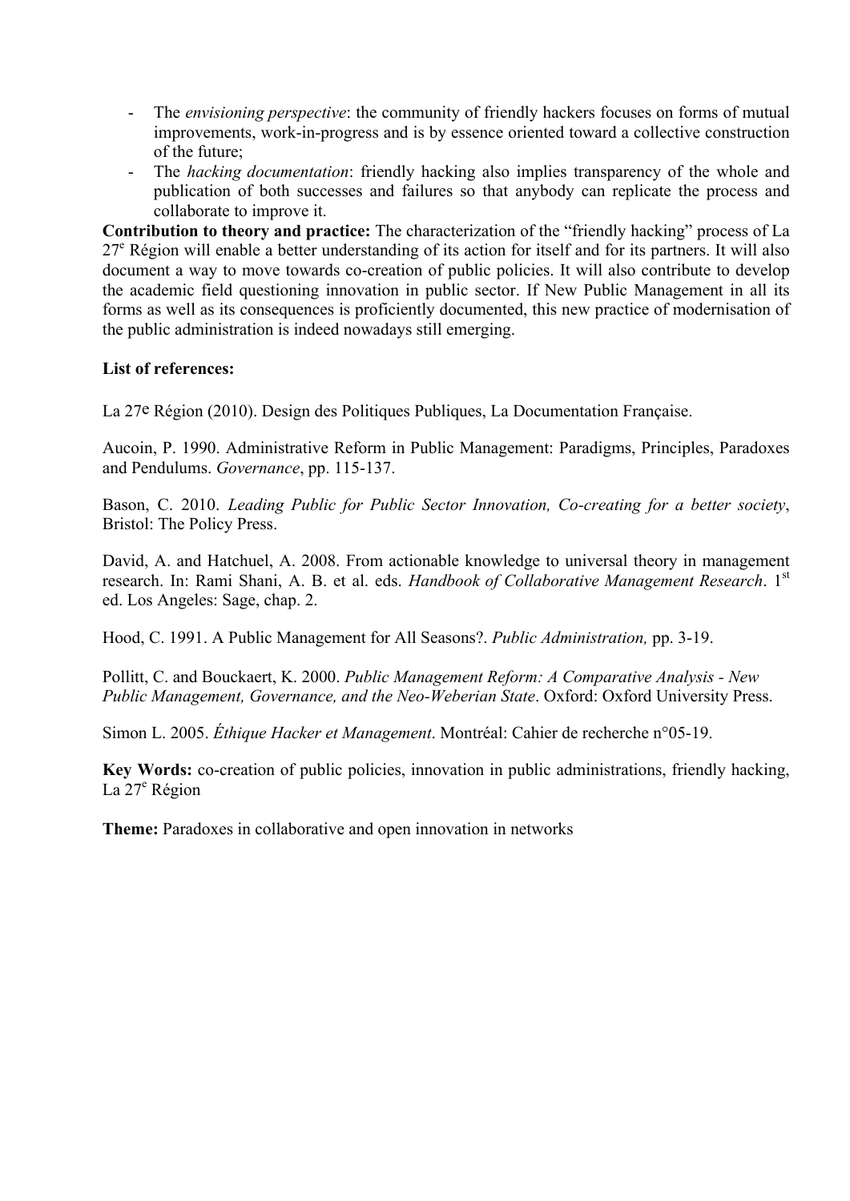- The *envisioning perspective*: the community of friendly hackers focuses on forms of mutual improvements, work-in-progress and is by essence oriented toward a collective construction of the future;
- The *hacking documentation*: friendly hacking also implies transparency of the whole and publication of both successes and failures so that anybody can replicate the process and collaborate to improve it.

**Contribution to theory and practice:** The characterization of the "friendly hacking" process of La 27e Région will enable a better understanding of its action for itself and for its partners. It will also document a way to move towards co-creation of public policies. It will also contribute to develop the academic field questioning innovation in public sector. If New Public Management in all its forms as well as its consequences is proficiently documented, this new practice of modernisation of the public administration is indeed nowadays still emerging.

**List of references:**

La 27e Région (2010). Design des Politiques Publiques, La Documentation Française.

Aucoin, P. 1990. Administrative Reform in Public Management: Paradigms, Principles, Paradoxes and Pendulums. *Governance*, pp. 115-137.

Bason, C. 2010. *Leading Public for Public Sector Innovation, Co-creating for a better society*, Bristol: The Policy Press.

David, A. and Hatchuel, A. 2008. From actionable knowledge to universal theory in management research. In: Rami Shani, A. B. et al. eds. *Handbook of Collaborative Management Research*. 1st ed. Los Angeles: Sage, chap. 2.

Hood, C. 1991. A Public Management for All Seasons?. *Public Administration,* pp. 3-19.

Pollitt, C. and Bouckaert, K. 2000. *Public Management Reform: A Comparative Analysis - New Public Management, Governance, and the Neo-Weberian State*. Oxford: Oxford University Press.

Simon L. 2005. *Éthique Hacker et Management*. Montréal: Cahier de recherche n°05-19.

**Key Words:** co-creation of public policies, innovation in public administrations, friendly hacking, La 27e Région

**Theme:** Paradoxes in collaborative and open innovation in networks